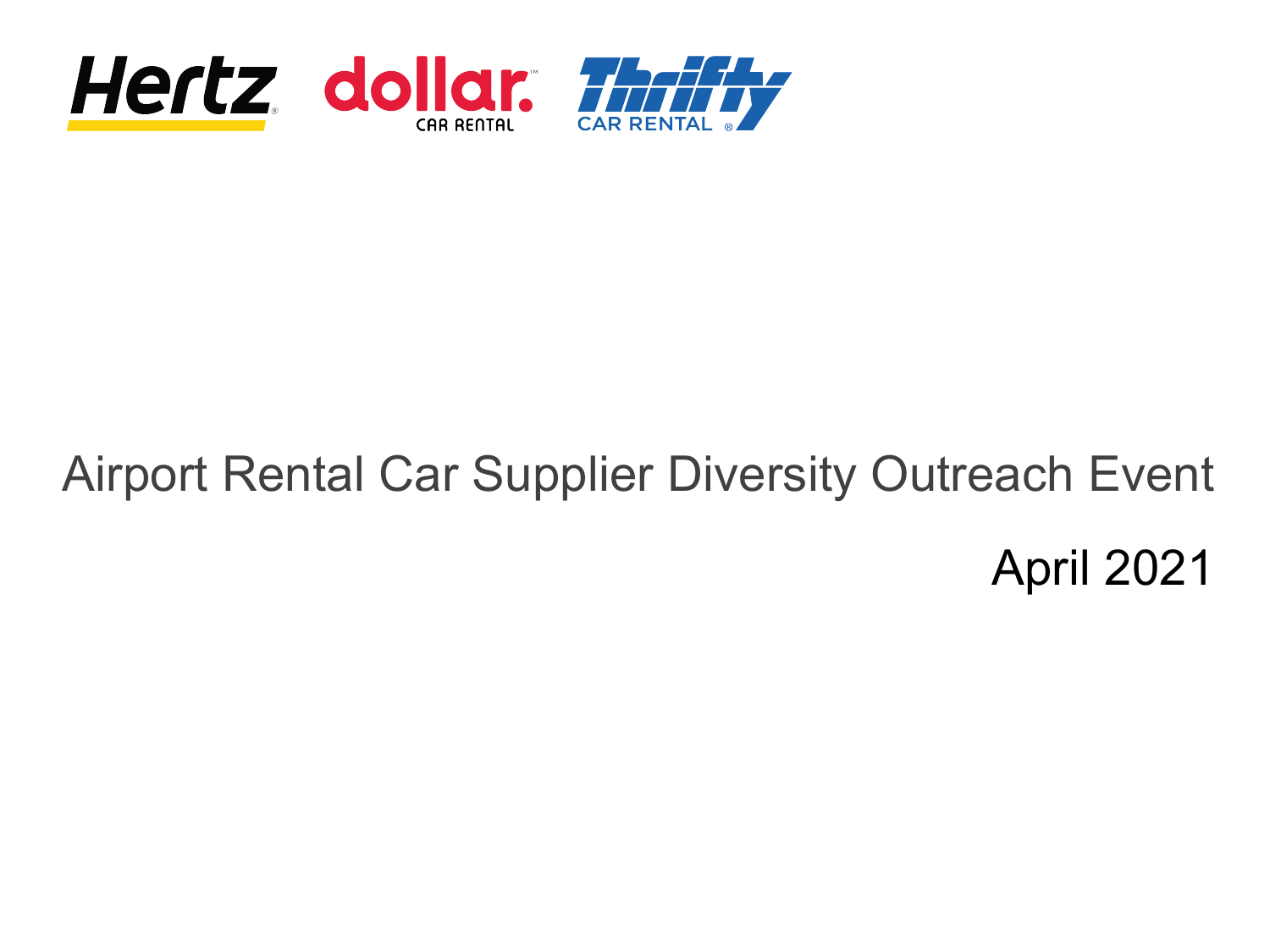Hertz dollar CAR RENTAL Thrifty CAR RENTAL

# Airport Rental Car Supplier Diversity Outreach Event

April 2021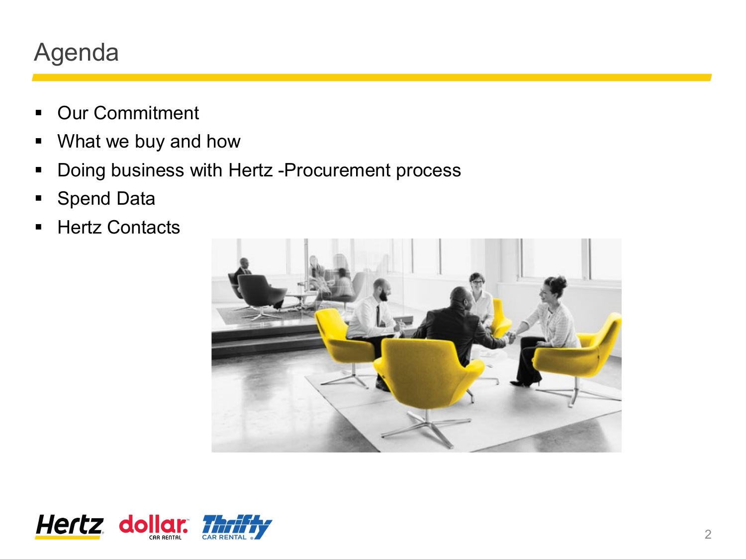# Agenda

- Our Commitment
- What we buy and how
- Doing business with Hertz -Procurement process
- Spend Data
- Hertz Contacts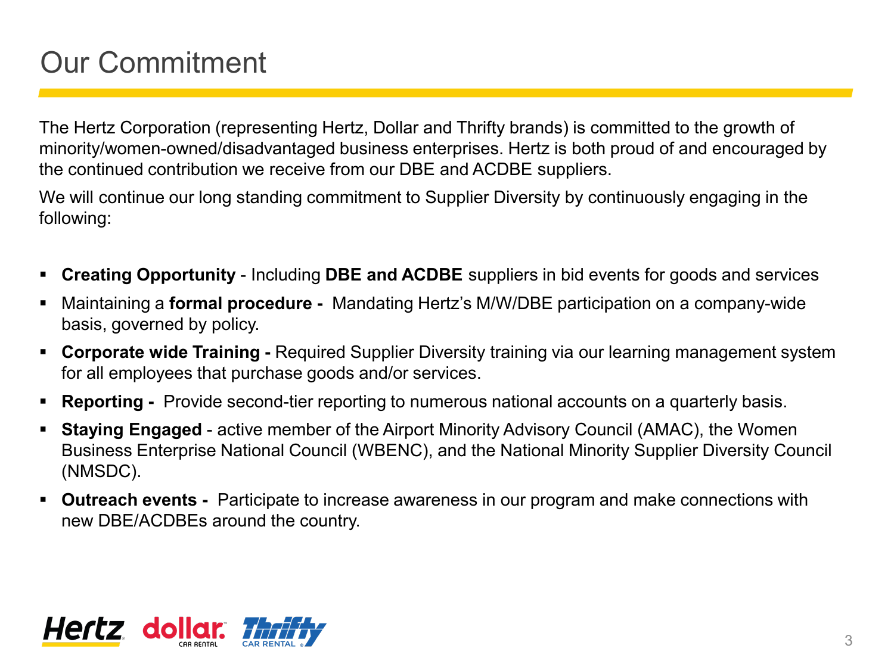# Our Commitment

The Hertz Corporation (representing Hertz, Dollar and Thrifty brands) is committed to the growth of minority/women-owned/disadvantaged business enterprises. Hertz is both proud of and encouraged by the continued contribution we receive from our DBE and ACDBE suppliers.

We will continue our long standing commitment to Supplier Diversity by continuously engaging in the following:

- **Creating Opportunity** - Including **DBE and ACDBE** suppliers in bid events for goods and services
- Maintaining a **formal procedure -** Mandating Hertz's M/W/DBE participation on a company-wide basis, governed by policy.
- **Corporate wide Training -** Required Supplier Diversity training via our learning management system for all employees that purchase goods and/or services.
- **Reporting -** Provide second-tier reporting to numerous national accounts on a quarterly basis.
- **Staying Engaged** - active member of the Airport Minority Advisory Council (AMAC), the Women Business Enterprise National Council (WBENC), and the National Minority Supplier Diversity Council (NMSDC).
- **Outreach events -** Participate to increase awareness in our program and make connections with new DBE/ACDBEs around the country.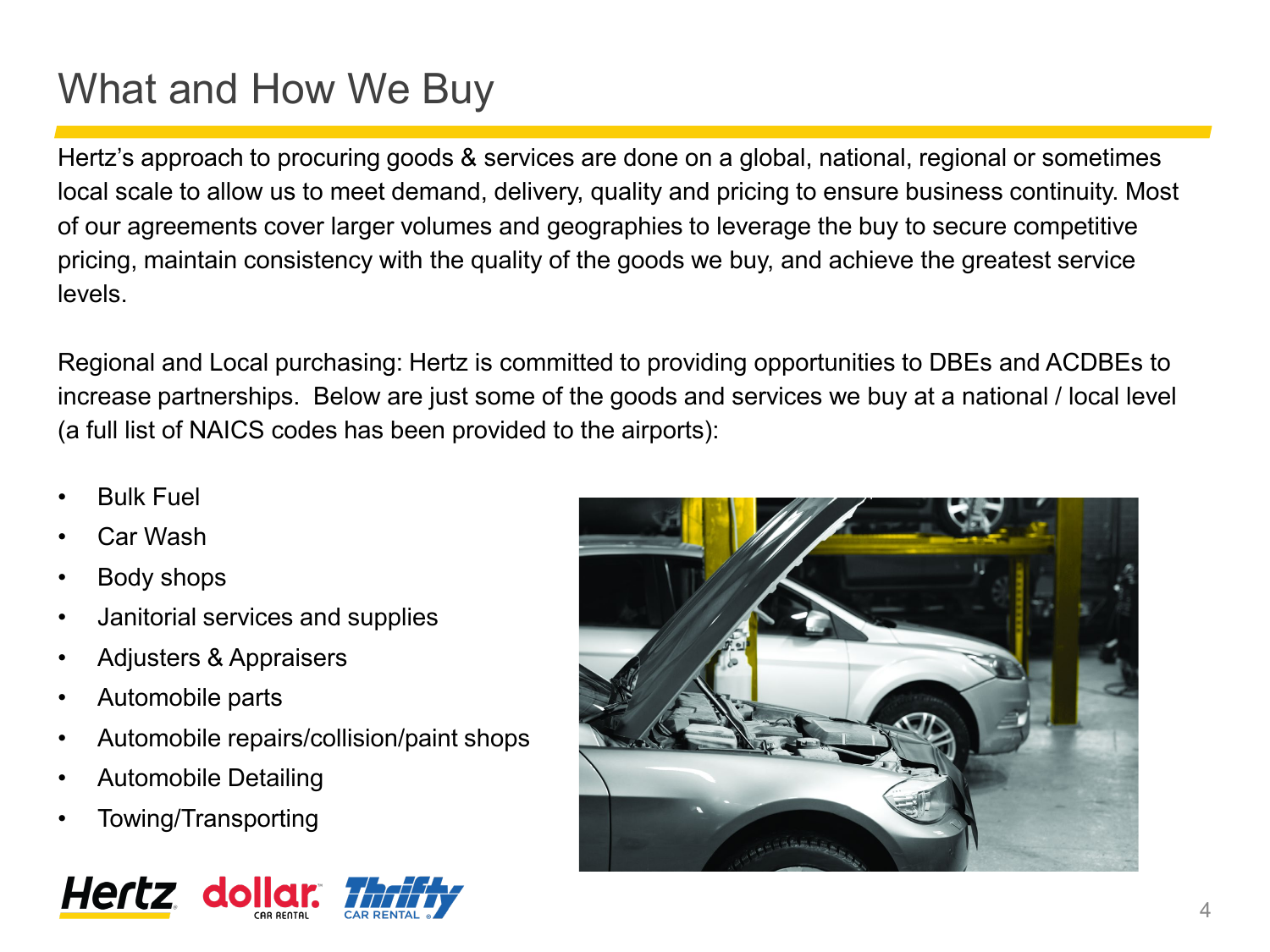# What and How We Buy

Hertz's approach to procuring goods & services are done on a global, national, regional or sometimes local scale to allow us to meet demand, delivery, quality and pricing to ensure business continuity. Most of our agreements cover larger volumes and geographies to leverage the buy to secure competitive pricing, maintain consistency with the quality of the goods we buy, and achieve the greatest service levels.

Regional and Local purchasing: Hertz is committed to providing opportunities to DBEs and ACDBEs to increase partnerships. Below are just some of the goods and services we buy at a national / local level (a full list of NAICS codes has been provided to the airports):

- Bulk Fuel
- Car Wash
- Body shops
- Janitorial services and supplies
- Adjusters & Appraisers
- Automobile parts
- Automobile repairs/collision/paint shops
- Automobile Detailing
- Towing/Transporting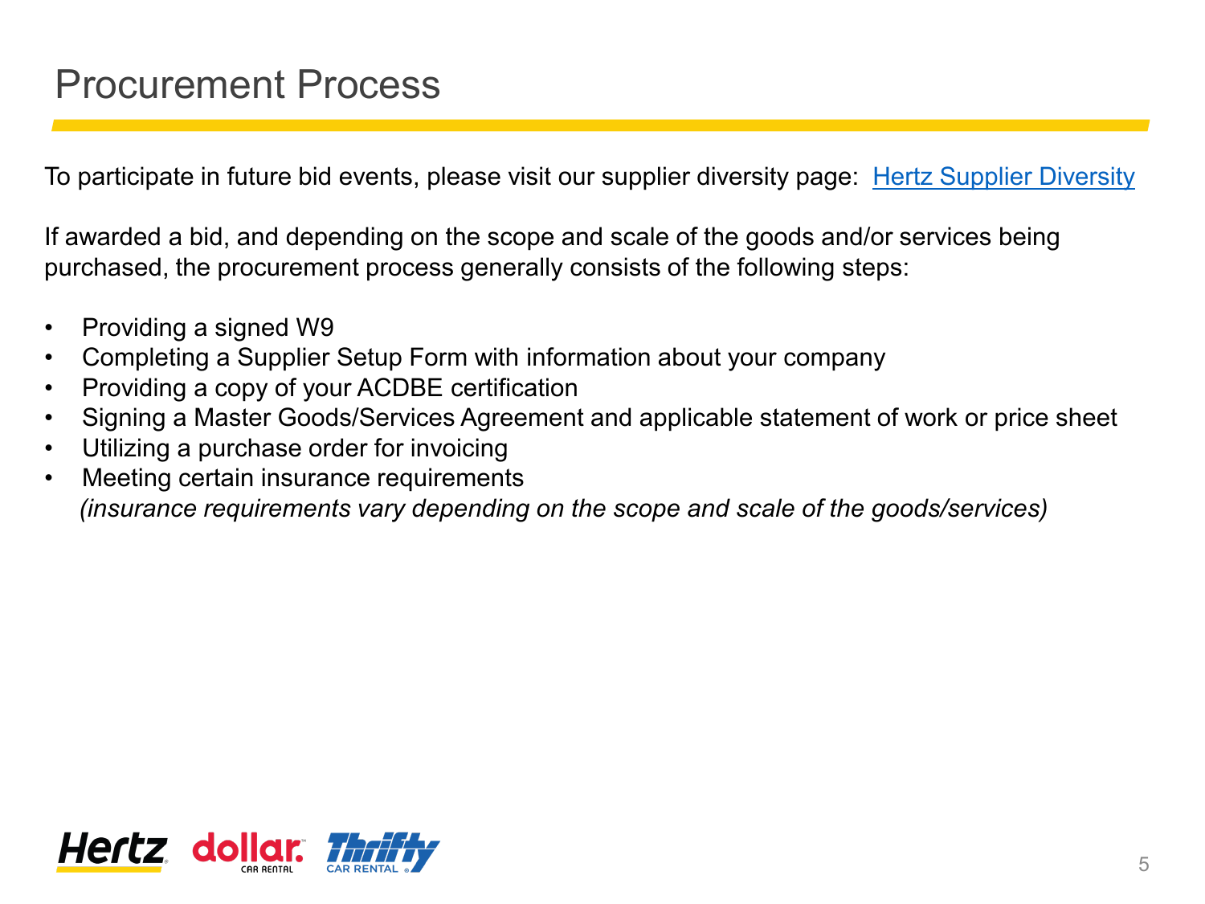# Procurement Process

To participate in future bid events, please visit our supplier diversity page: Hertz Supplier Diversity

If awarded a bid, and depending on the scope and scale of the goods and/or services being purchased, the procurement process generally consists of the following steps:

- Providing a signed W9
- Completing a Supplier Setup Form with information about your company
- Providing a copy of your ACDBE certification
- Signing a Master Goods/Services Agreement and applicable statement of work or price sheet
- Utilizing a purchase order for invoicing
- Meeting certain insurance requirements
  *(insurance requirements vary depending on the scope and scale of the goods/services)*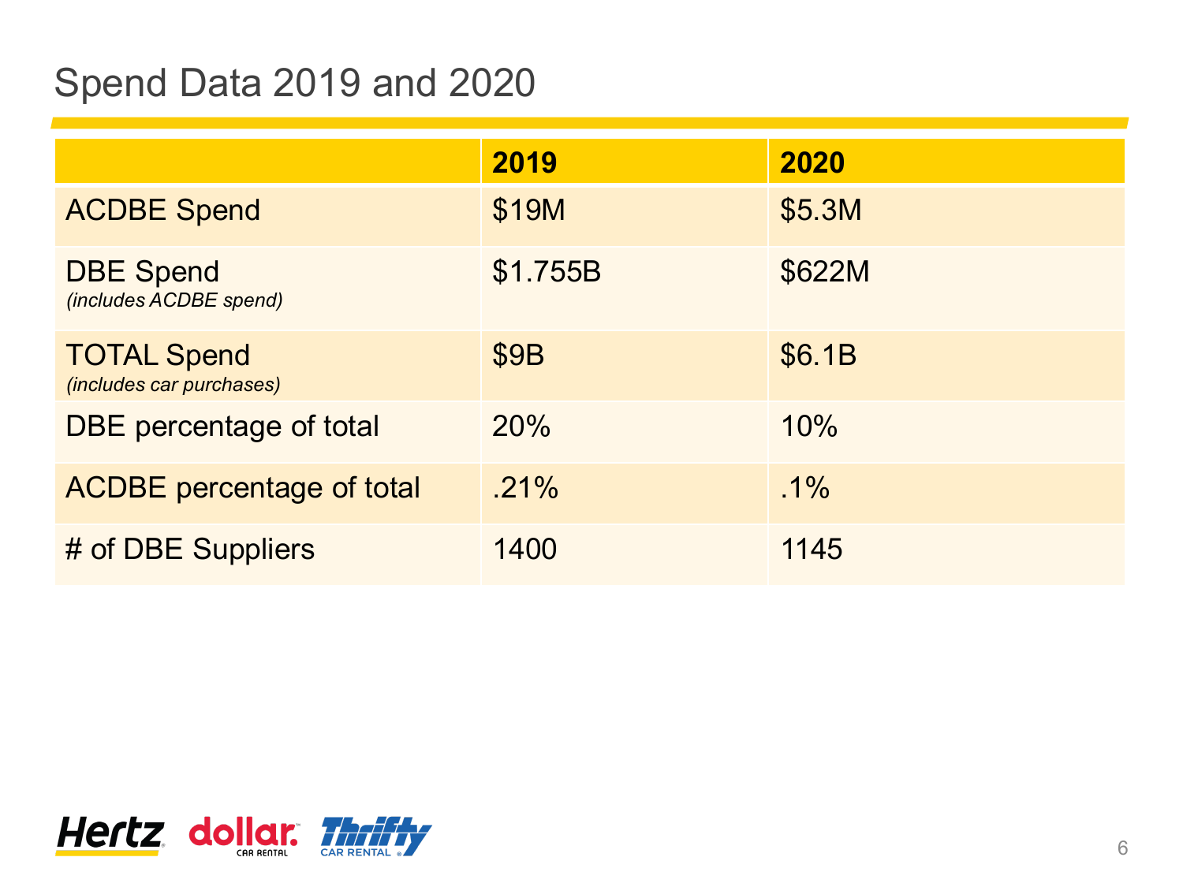# Spend Data 2019 and 2020

| | 2019 | 2020 |
|---|---|---|
| ACDBE Spend | $19M | $5.3M |
| DBE Spend *(includes ACDBE spend)* | $1.755B | $622M |
| TOTAL Spend *(includes car purchases)* | $9B | $6.1B |
| DBE percentage of total | 20% | 10% |
| ACDBE percentage of total | .21% | .1% |
| # of DBE Suppliers | 1400 | 1145 |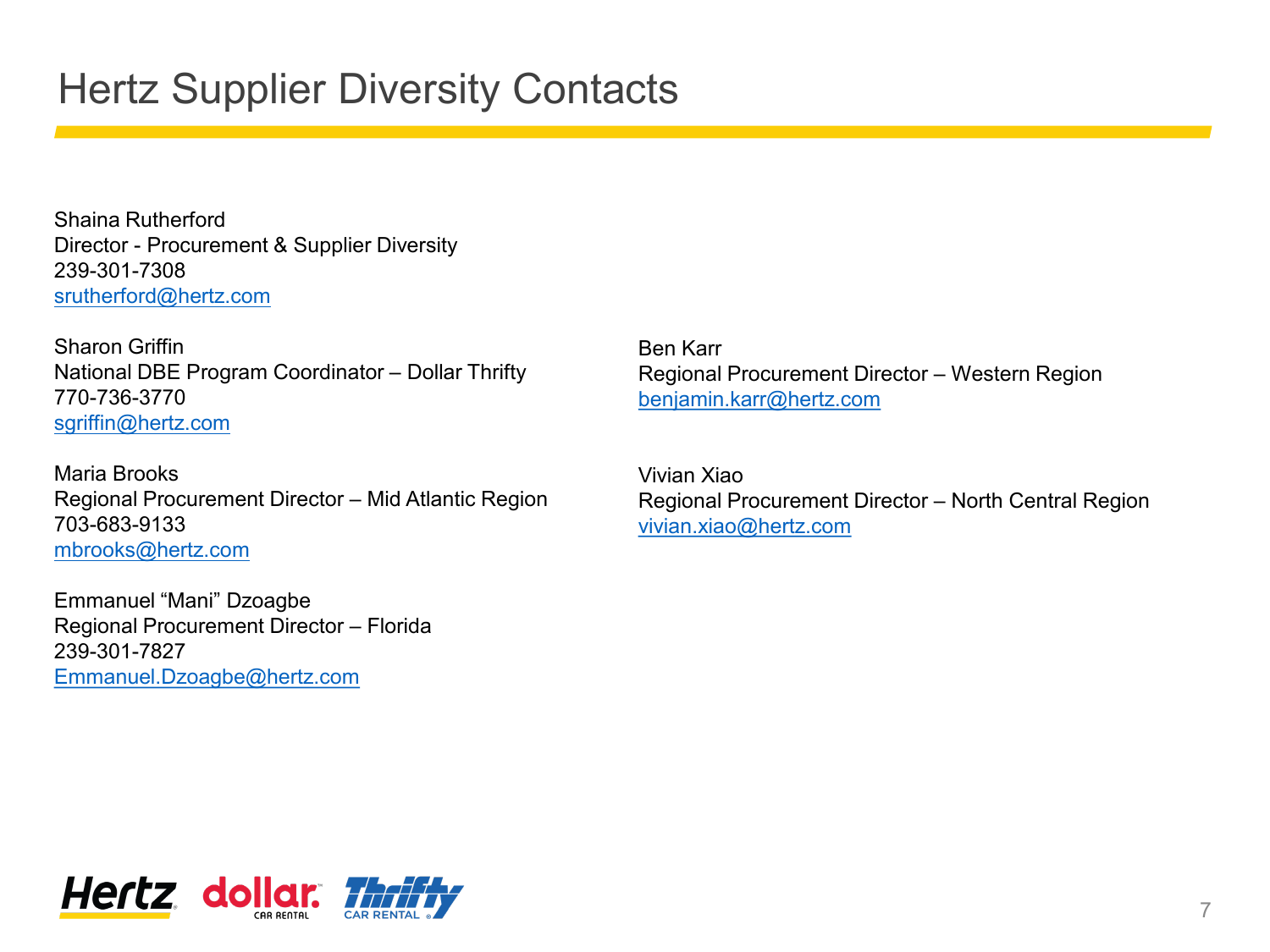# Hertz Supplier Diversity Contacts

Shaina Rutherford
Director - Procurement & Supplier Diversity
239-301-7308
srutherford@hertz.com

Sharon Griffin
National DBE Program Coordinator – Dollar Thrifty
770-736-3770
sgriffin@hertz.com

Maria Brooks
Regional Procurement Director – Mid Atlantic Region
703-683-9133
mbrooks@hertz.com

Emmanuel “Mani” Dzoagbe
Regional Procurement Director – Florida
239-301-7827
Emmanuel.Dzoagbe@hertz.com

Ben Karr
Regional Procurement Director – Western Region
benjamin.karr@hertz.com

Vivian Xiao
Regional Procurement Director – North Central Region
vivian.xiao@hertz.com